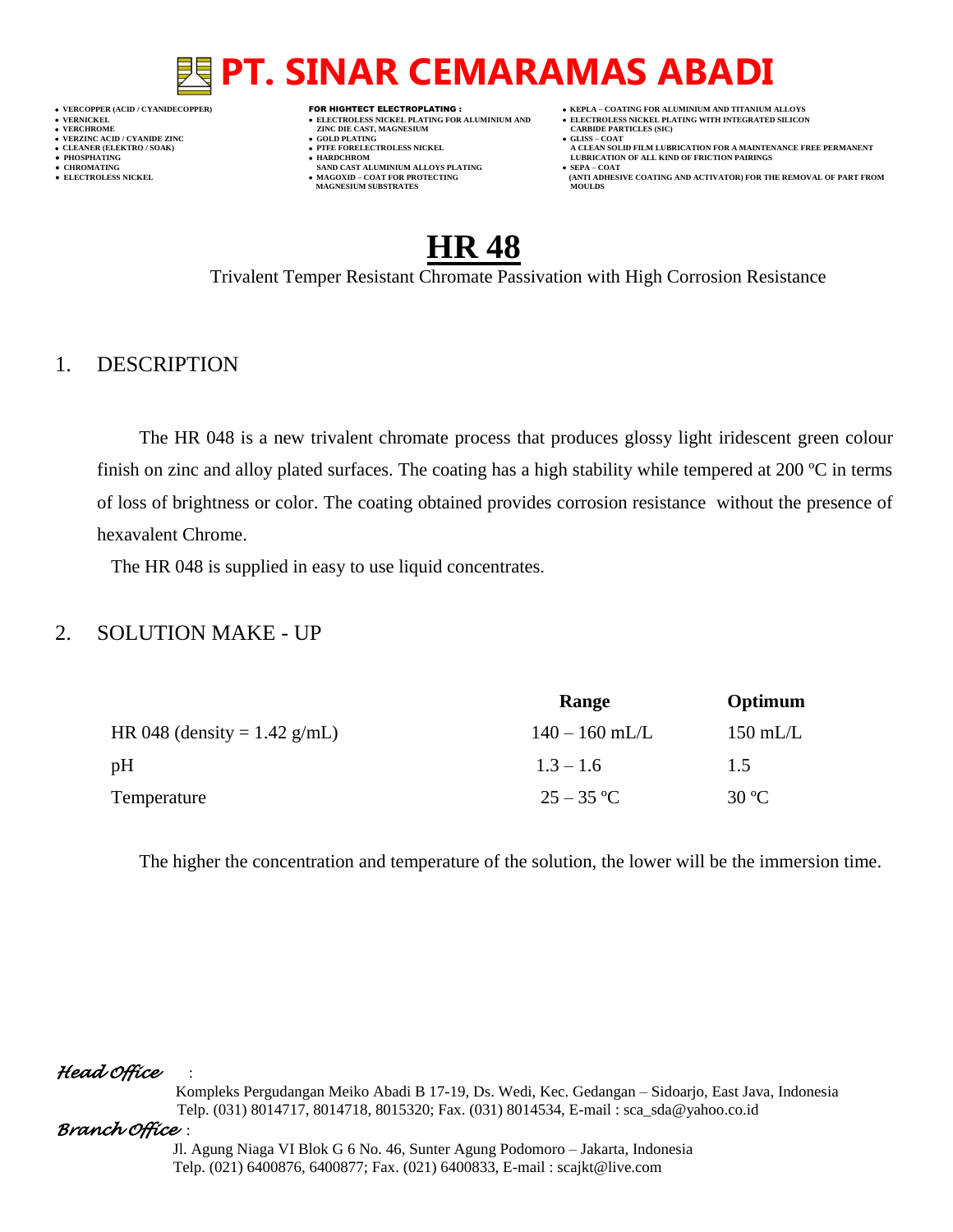# PT. SINAR CEMARAMAS ABADI

- VERCOPPER (ACID / CYANIDECOPPER)
- VERNICKEL
- VERCHROME
- VERZINC ACID / CYANIDE ZINC
- CLEANER (ELEKTRO / SOAK)
- PHOSPHATING
- CHROMATING
- ELECTROLESS NICKEL

**FOR HIGHTECT ELECTROPLATING :**

- ELECTROLESS NICKEL PLATING FOR ALUMINIUM AND ZINC DIE CAST, MAGNESIUM
- GOLD PLATING
- PTFE FORELECTROLESS NICKEL
- HARDCHROM SAND CAST ALUMINIUM ALLOYS PLATING
- MAGOXID – COAT FOR PROTECTING MAGNESIUM SUBSTRATES

- KEPLA – COATING FOR ALUMINIUM AND TITANIUM ALLOYS
- ELECTROLESS NICKEL PLATING WITH INTEGRATED SILICON CARBIDE PARTICLES (SIC)
- GLISS – COAT A CLEAN SOLID FILM LUBRICATION FOR A MAINTENANCE FREE PERMANENT LUBRICATION OF ALL KIND OF FRICTION PAIRINGS
- SEPA – COAT (ANTI ADHESIVE COATING AND ACTIVATOR) FOR THE REMOVAL OF PART FROM MOULDS

# HR 48

Trivalent Temper Resistant Chromate Passivation with High Corrosion Resistance

## 1. DESCRIPTION

The HR 048 is a new trivalent chromate process that produces glossy light iridescent green colour finish on zinc and alloy plated surfaces. The coating has a high stability while tempered at 200 ºC in terms of loss of brightness or color. The coating obtained provides corrosion resistance without the presence of hexavalent Chrome.

The HR 048 is supplied in easy to use liquid concentrates.

## 2. SOLUTION MAKE - UP

| | Range | Optimum |
|---|---|---|
| HR 048 (density = 1.42 g/mL) | 140 – 160 mL/L | 150 mL/L |
| pH | 1.3 – 1.6 | 1.5 |
| Temperature | 25 – 35 ºC | 30 ºC |

The higher the concentration and temperature of the solution, the lower will be the immersion time.

*Head Office* :

Kompleks Pergudangan Meiko Abadi B 17-19, Ds. Wedi, Kec. Gedangan – Sidoarjo, East Java, Indonesia
Telp. (031) 8014717, 8014718, 8015320; Fax. (031) 8014534, E-mail : sca_sda@yahoo.co.id

*Branch Office* :

Jl. Agung Niaga VI Blok G 6 No. 46, Sunter Agung Podomoro – Jakarta, Indonesia
Telp. (021) 6400876, 6400877; Fax. (021) 6400833, E-mail : scajkt@live.com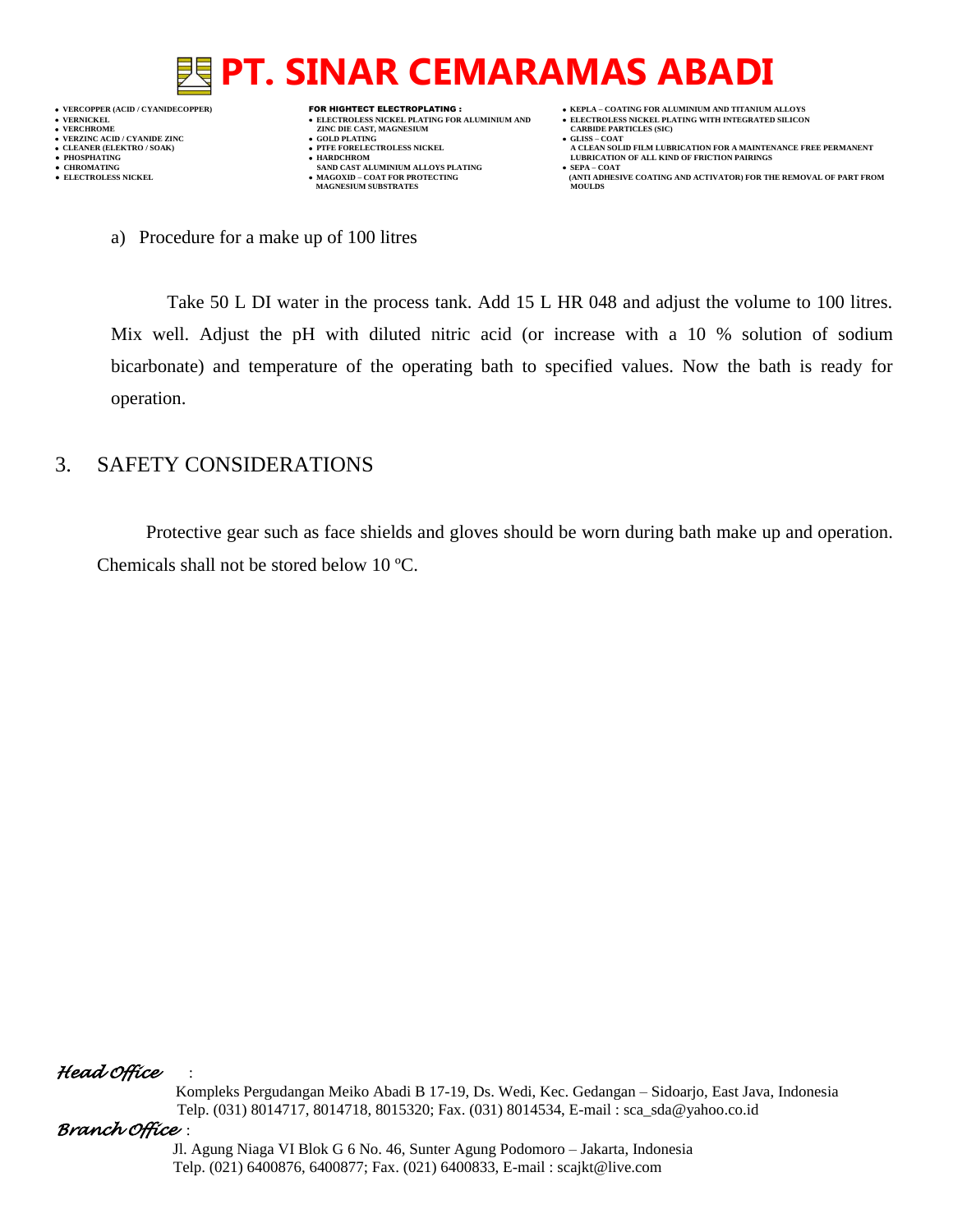a) Procedure for a make up of 100 litres

Take 50 L DI water in the process tank. Add 15 L HR 048 and adjust the volume to 100 litres. Mix well. Adjust the pH with diluted nitric acid (or increase with a 10 % solution of sodium bicarbonate) and temperature of the operating bath to specified values. Now the bath is ready for operation.

## 3. SAFETY CONSIDERATIONS

Protective gear such as face shields and gloves should be worn during bath make up and operation. Chemicals shall not be stored below 10 ºC.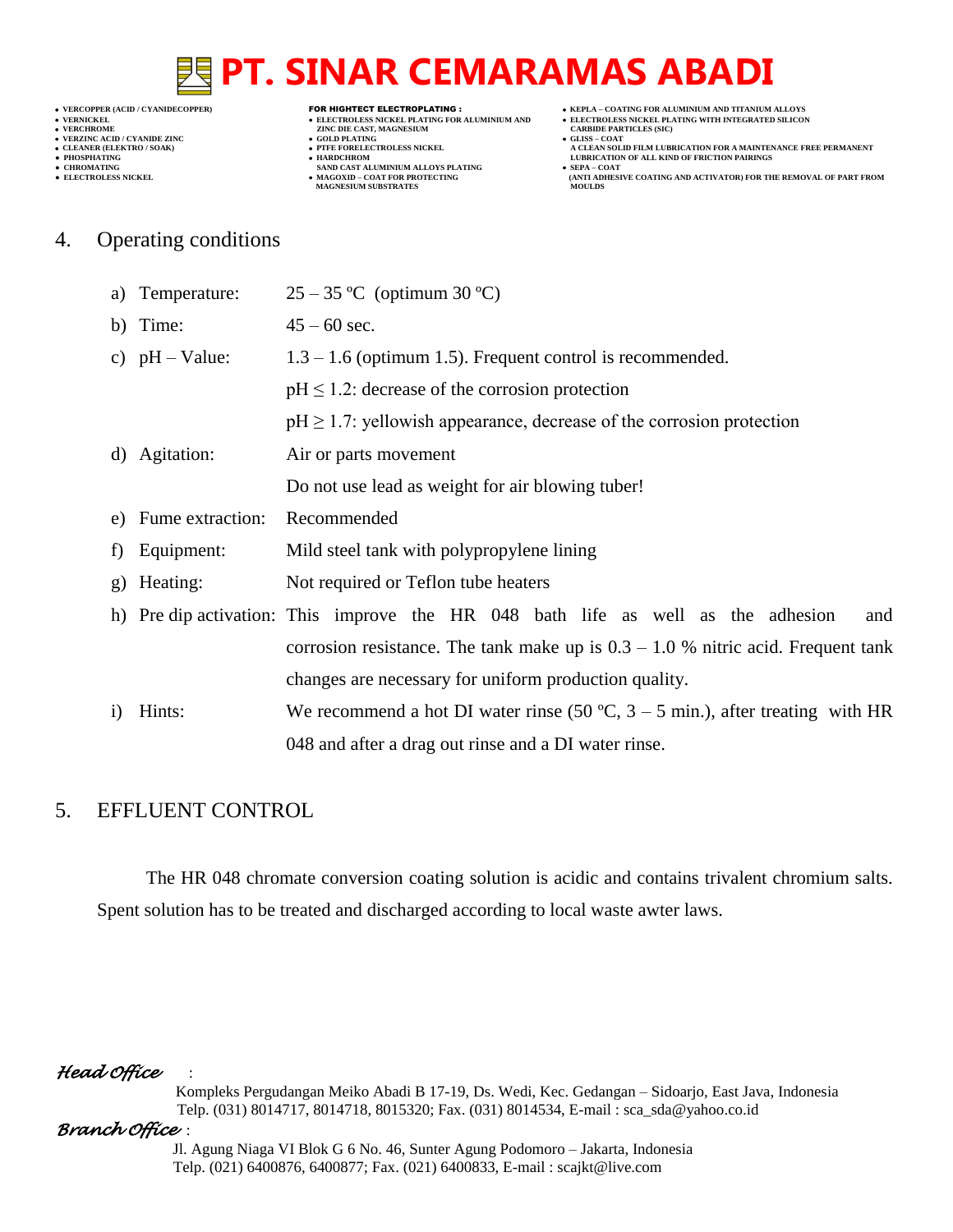## 4. Operating conditions

a) Temperature: 25 – 35 ºC (optimum 30 ºC)

b) Time: 45 – 60 sec.

c) pH – Value: 1.3 – 1.6 (optimum 1.5). Frequent control is recommended.
   $pH \leq 1.2$: decrease of the corrosion protection
   $pH \geq 1.7$: yellowish appearance, decrease of the corrosion protection

d) Agitation: Air or parts movement
   Do not use lead as weight for air blowing tuber!

e) Fume extraction: Recommended

f) Equipment: Mild steel tank with polypropylene lining

g) Heating: Not required or Teflon tube heaters

h) Pre dip activation: This improve the HR 048 bath life as well as the adhesion and corrosion resistance. The tank make up is 0.3 – 1.0 % nitric acid. Frequent tank changes are necessary for uniform production quality.

i) Hints: We recommend a hot DI water rinse (50 ºC, 3 – 5 min.), after treating with HR 048 and after a drag out rinse and a DI water rinse.

## 5. EFFLUENT CONTROL

The HR 048 chromate conversion coating solution is acidic and contains trivalent chromium salts. Spent solution has to be treated and discharged according to local waste awter laws.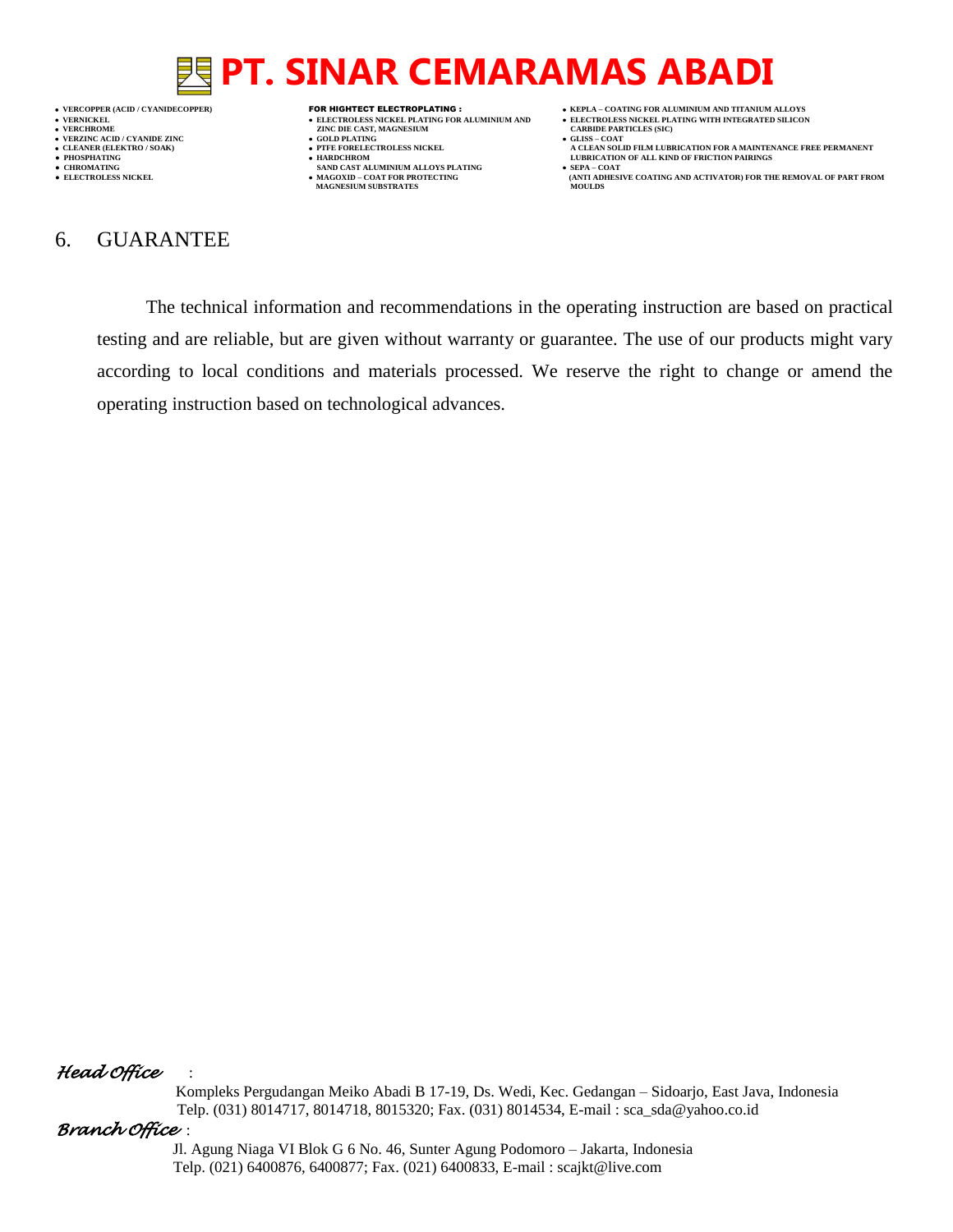## 6. GUARANTEE

The technical information and recommendations in the operating instruction are based on practical testing and are reliable, but are given without warranty or guarantee. The use of our products might vary according to local conditions and materials processed. We reserve the right to change or amend the operating instruction based on technological advances.